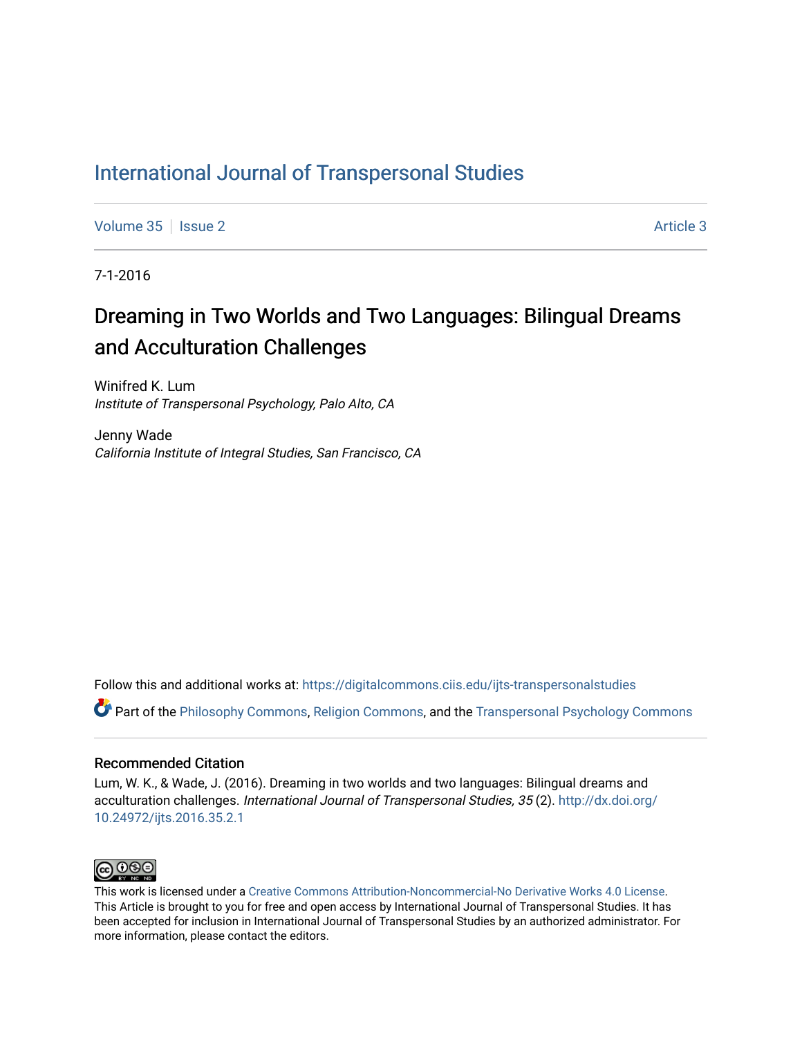# International Journal of Transpersonal Studies

Volume 35 | Issue 2 Article 3

7-1-2016

## Dreaming in Two Worlds and Two Languages: Bilingual Dreams and Acculturation Challenges

Winifred K. Lum
*Institute of Transpersonal Psychology, Palo Alto, CA*

Jenny Wade
*California Institute of Integral Studies, San Francisco, CA*

Follow this and additional works at: https://digitalcommons.ciis.edu/ijts-transpersonalstudies

Part of the Philosophy Commons, Religion Commons, and the Transpersonal Psychology Commons

### Recommended Citation

Lum, W. K., & Wade, J. (2016). Dreaming in two worlds and two languages: Bilingual dreams and acculturation challenges. *International Journal of Transpersonal Studies, 35* (2). http://dx.doi.org/10.24972/ijts.2016.35.2.1

This work is licensed under a Creative Commons Attribution-Noncommercial-No Derivative Works 4.0 License. This Article is brought to you for free and open access by International Journal of Transpersonal Studies. It has been accepted for inclusion in International Journal of Transpersonal Studies by an authorized administrator. For more information, please contact the editors.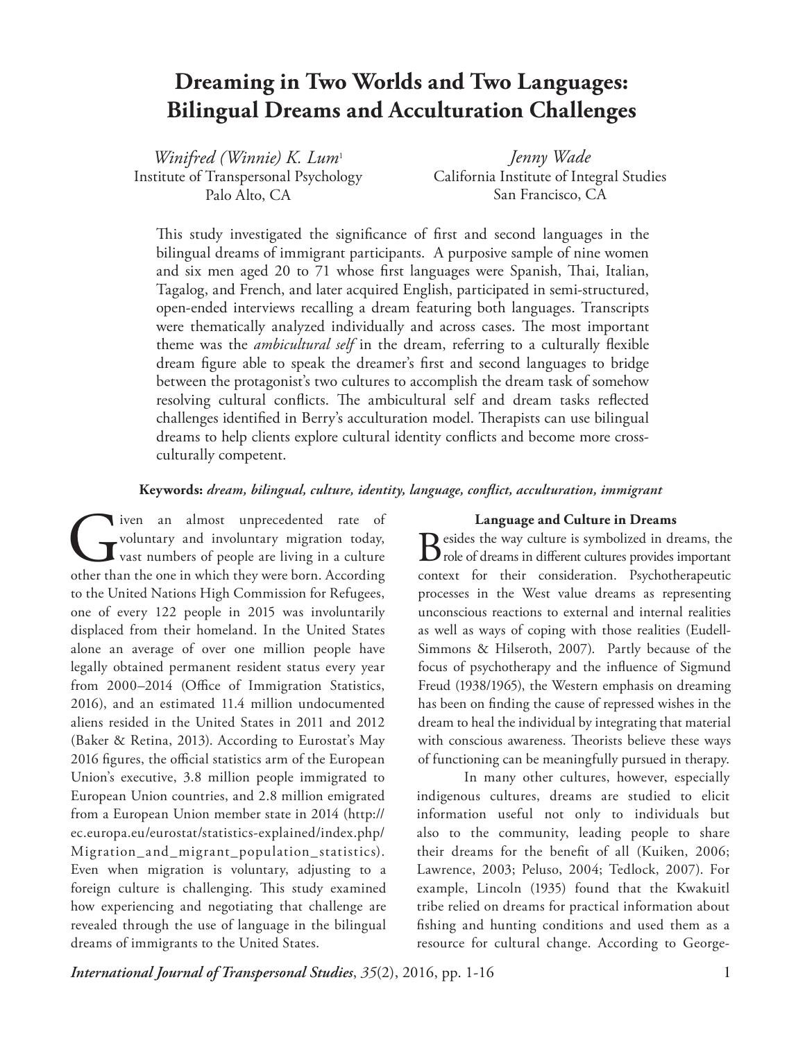# Dreaming in Two Worlds and Two Languages: Bilingual Dreams and Acculturation Challenges

*Winifred (Winnie) K. Lum*[1]
Institute of Transpersonal Psychology
Palo Alto, CA

*Jenny Wade*
California Institute of Integral Studies
San Francisco, CA

This study investigated the significance of first and second languages in the bilingual dreams of immigrant participants. A purposive sample of nine women and six men aged 20 to 71 whose first languages were Spanish, Thai, Italian, Tagalog, and French, and later acquired English, participated in semi-structured, open-ended interviews recalling a dream featuring both languages. Transcripts were thematically analyzed individually and across cases. The most important theme was the *ambicultural self* in the dream, referring to a culturally flexible dream figure able to speak the dreamer's first and second languages to bridge between the protagonist's two cultures to accomplish the dream task of somehow resolving cultural conflicts. The ambicultural self and dream tasks reflected challenges identified in Berry's acculturation model. Therapists can use bilingual dreams to help clients explore cultural identity conflicts and become more cross-culturally competent.

**Keywords:** ***dream, bilingual, culture, identity, language, conflict, acculturation, immigrant***

Given an almost unprecedented rate of voluntary and involuntary migration today, vast numbers of people are living in a culture other than the one in which they were born. According to the United Nations High Commission for Refugees, one of every 122 people in 2015 was involuntarily displaced from their homeland. In the United States alone an average of over one million people have legally obtained permanent resident status every year from 2000–2014 (Office of Immigration Statistics, 2016), and an estimated 11.4 million undocumented aliens resided in the United States in 2011 and 2012 (Baker & Retina, 2013). According to Eurostat's May 2016 figures, the official statistics arm of the European Union's executive, 3.8 million people immigrated to European Union countries, and 2.8 million emigrated from a European Union member state in 2014 (http://ec.europa.eu/eurostat/statistics-explained/index.php/Migration_and_migrant_population_statistics). Even when migration is voluntary, adjusting to a foreign culture is challenging. This study examined how experiencing and negotiating that challenge are revealed through the use of language in the bilingual dreams of immigrants to the United States.

## Language and Culture in Dreams

Besides the way culture is symbolized in dreams, the role of dreams in different cultures provides important context for their consideration. Psychotherapeutic processes in the West value dreams as representing unconscious reactions to external and internal realities as well as ways of coping with those realities (Eudell-Simmons & Hilseroth, 2007). Partly because of the focus of psychotherapy and the influence of Sigmund Freud (1938/1965), the Western emphasis on dreaming has been on finding the cause of repressed wishes in the dream to heal the individual by integrating that material with conscious awareness. Theorists believe these ways of functioning can be meaningfully pursued in therapy.

In many other cultures, however, especially indigenous cultures, dreams are studied to elicit information useful not only to individuals but also to the community, leading people to share their dreams for the benefit of all (Kuiken, 2006; Lawrence, 2003; Peluso, 2004; Tedlock, 2007). For example, Lincoln (1935) found that the Kwakuitl tribe relied on dreams for practical information about fishing and hunting conditions and used them as a resource for cultural change. According to George-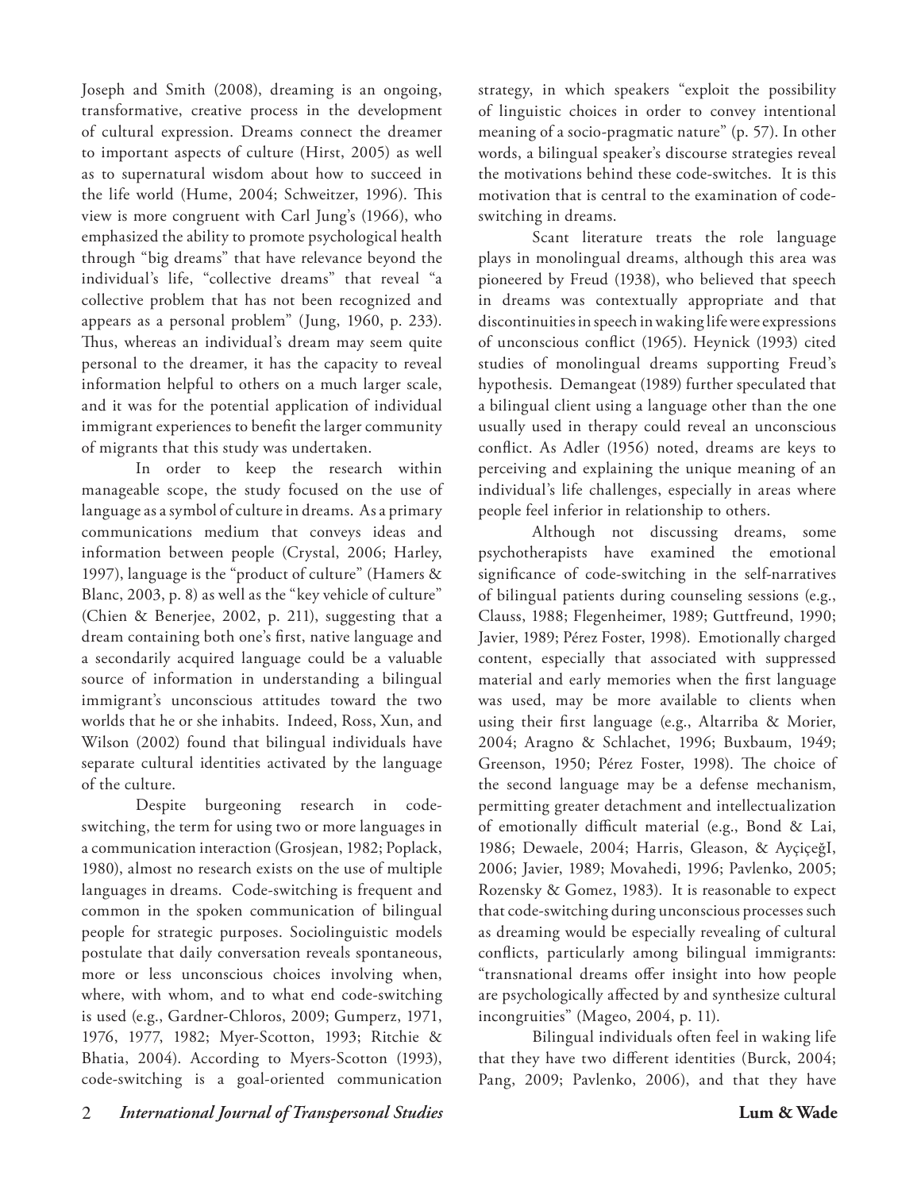Joseph and Smith (2008), dreaming is an ongoing, transformative, creative process in the development of cultural expression. Dreams connect the dreamer to important aspects of culture (Hirst, 2005) as well as to supernatural wisdom about how to succeed in the life world (Hume, 2004; Schweitzer, 1996). This view is more congruent with Carl Jung's (1966), who emphasized the ability to promote psychological health through "big dreams" that have relevance beyond the individual's life, "collective dreams" that reveal "a collective problem that has not been recognized and appears as a personal problem" (Jung, 1960, p. 233). Thus, whereas an individual's dream may seem quite personal to the dreamer, it has the capacity to reveal information helpful to others on a much larger scale, and it was for the potential application of individual immigrant experiences to benefit the larger community of migrants that this study was undertaken.

In order to keep the research within manageable scope, the study focused on the use of language as a symbol of culture in dreams. As a primary communications medium that conveys ideas and information between people (Crystal, 2006; Harley, 1997), language is the "product of culture" (Hamers & Blanc, 2003, p. 8) as well as the "key vehicle of culture" (Chien & Benerjee, 2002, p. 211), suggesting that a dream containing both one's first, native language and a secondarily acquired language could be a valuable source of information in understanding a bilingual immigrant's unconscious attitudes toward the two worlds that he or she inhabits. Indeed, Ross, Xun, and Wilson (2002) found that bilingual individuals have separate cultural identities activated by the language of the culture.

Despite burgeoning research in code-switching, the term for using two or more languages in a communication interaction (Grosjean, 1982; Poplack, 1980), almost no research exists on the use of multiple languages in dreams. Code-switching is frequent and common in the spoken communication of bilingual people for strategic purposes. Sociolinguistic models postulate that daily conversation reveals spontaneous, more or less unconscious choices involving when, where, with whom, and to what end code-switching is used (e.g., Gardner-Chloros, 2009; Gumperz, 1971, 1976, 1977, 1982; Myer-Scotton, 1993; Ritchie & Bhatia, 2004). According to Myers-Scotton (1993), code-switching is a goal-oriented communication strategy, in which speakers "exploit the possibility of linguistic choices in order to convey intentional meaning of a socio-pragmatic nature" (p. 57). In other words, a bilingual speaker's discourse strategies reveal the motivations behind these code-switches. It is this motivation that is central to the examination of code-switching in dreams.

Scant literature treats the role language plays in monolingual dreams, although this area was pioneered by Freud (1938), who believed that speech in dreams was contextually appropriate and that discontinuities in speech in waking life were expressions of unconscious conflict (1965). Heynick (1993) cited studies of monolingual dreams supporting Freud's hypothesis. Demangeat (1989) further speculated that a bilingual client using a language other than the one usually used in therapy could reveal an unconscious conflict. As Adler (1956) noted, dreams are keys to perceiving and explaining the unique meaning of an individual's life challenges, especially in areas where people feel inferior in relationship to others.

Although not discussing dreams, some psychotherapists have examined the emotional significance of code-switching in the self-narratives of bilingual patients during counseling sessions (e.g., Clauss, 1988; Flegenheimer, 1989; Guttfreund, 1990; Javier, 1989; Pérez Foster, 1998). Emotionally charged content, especially that associated with suppressed material and early memories when the first language was used, may be more available to clients when using their first language (e.g., Altarriba & Morier, 2004; Aragno & Schlachet, 1996; Buxbaum, 1949; Greenson, 1950; Pérez Foster, 1998). The choice of the second language may be a defense mechanism, permitting greater detachment and intellectualization of emotionally difficult material (e.g., Bond & Lai, 1986; Dewaele, 2004; Harris, Gleason, & AyçiçeğI, 2006; Javier, 1989; Movahedi, 1996; Pavlenko, 2005; Rozensky & Gomez, 1983). It is reasonable to expect that code-switching during unconscious processes such as dreaming would be especially revealing of cultural conflicts, particularly among bilingual immigrants: "transnational dreams offer insight into how people are psychologically affected by and synthesize cultural incongruities" (Mageo, 2004, p. 11).

Bilingual individuals often feel in waking life that they have two different identities (Burck, 2004; Pang, 2009; Pavlenko, 2006), and that they have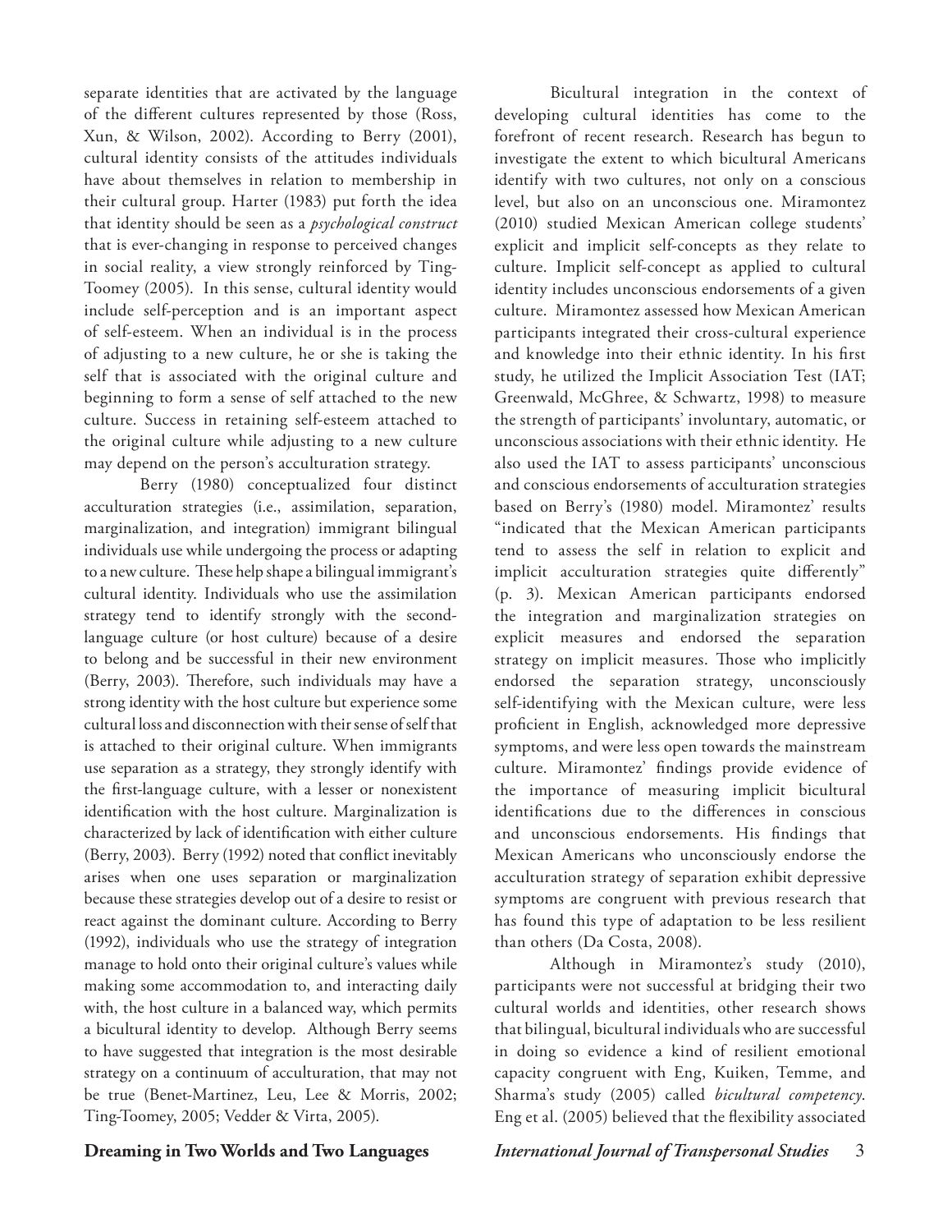separate identities that are activated by the language of the different cultures represented by those (Ross, Xun, & Wilson, 2002). According to Berry (2001), cultural identity consists of the attitudes individuals have about themselves in relation to membership in their cultural group. Harter (1983) put forth the idea that identity should be seen as a *psychological construct* that is ever-changing in response to perceived changes in social reality, a view strongly reinforced by Ting-Toomey (2005). In this sense, cultural identity would include self-perception and is an important aspect of self-esteem. When an individual is in the process of adjusting to a new culture, he or she is taking the self that is associated with the original culture and beginning to form a sense of self attached to the new culture. Success in retaining self-esteem attached to the original culture while adjusting to a new culture may depend on the person's acculturation strategy.

Berry (1980) conceptualized four distinct acculturation strategies (i.e., assimilation, separation, marginalization, and integration) immigrant bilingual individuals use while undergoing the process or adapting to a new culture. These help shape a bilingual immigrant's cultural identity. Individuals who use the assimilation strategy tend to identify strongly with the second-language culture (or host culture) because of a desire to belong and be successful in their new environment (Berry, 2003). Therefore, such individuals may have a strong identity with the host culture but experience some cultural loss and disconnection with their sense of self that is attached to their original culture. When immigrants use separation as a strategy, they strongly identify with the first-language culture, with a lesser or nonexistent identification with the host culture. Marginalization is characterized by lack of identification with either culture (Berry, 2003). Berry (1992) noted that conflict inevitably arises when one uses separation or marginalization because these strategies develop out of a desire to resist or react against the dominant culture. According to Berry (1992), individuals who use the strategy of integration manage to hold onto their original culture's values while making some accommodation to, and interacting daily with, the host culture in a balanced way, which permits a bicultural identity to develop. Although Berry seems to have suggested that integration is the most desirable strategy on a continuum of acculturation, that may not be true (Benet-Martinez, Leu, Lee & Morris, 2002; Ting-Toomey, 2005; Vedder & Virta, 2005).

Bicultural integration in the context of developing cultural identities has come to the forefront of recent research. Research has begun to investigate the extent to which bicultural Americans identify with two cultures, not only on a conscious level, but also on an unconscious one. Miramontez (2010) studied Mexican American college students' explicit and implicit self-concepts as they relate to culture. Implicit self-concept as applied to cultural identity includes unconscious endorsements of a given culture. Miramontez assessed how Mexican American participants integrated their cross-cultural experience and knowledge into their ethnic identity. In his first study, he utilized the Implicit Association Test (IAT; Greenwald, McGhree, & Schwartz, 1998) to measure the strength of participants' involuntary, automatic, or unconscious associations with their ethnic identity. He also used the IAT to assess participants' unconscious and conscious endorsements of acculturation strategies based on Berry's (1980) model. Miramontez' results "indicated that the Mexican American participants tend to assess the self in relation to explicit and implicit acculturation strategies quite differently" (p. 3). Mexican American participants endorsed the integration and marginalization strategies on explicit measures and endorsed the separation strategy on implicit measures. Those who implicitly endorsed the separation strategy, unconsciously self-identifying with the Mexican culture, were less proficient in English, acknowledged more depressive symptoms, and were less open towards the mainstream culture. Miramontez' findings provide evidence of the importance of measuring implicit bicultural identifications due to the differences in conscious and unconscious endorsements. His findings that Mexican Americans who unconsciously endorse the acculturation strategy of separation exhibit depressive symptoms are congruent with previous research that has found this type of adaptation to be less resilient than others (Da Costa, 2008).

Although in Miramontez's study (2010), participants were not successful at bridging their two cultural worlds and identities, other research shows that bilingual, bicultural individuals who are successful in doing so evidence a kind of resilient emotional capacity congruent with Eng, Kuiken, Temme, and Sharma's study (2005) called *bicultural competency*. Eng et al. (2005) believed that the flexibility associated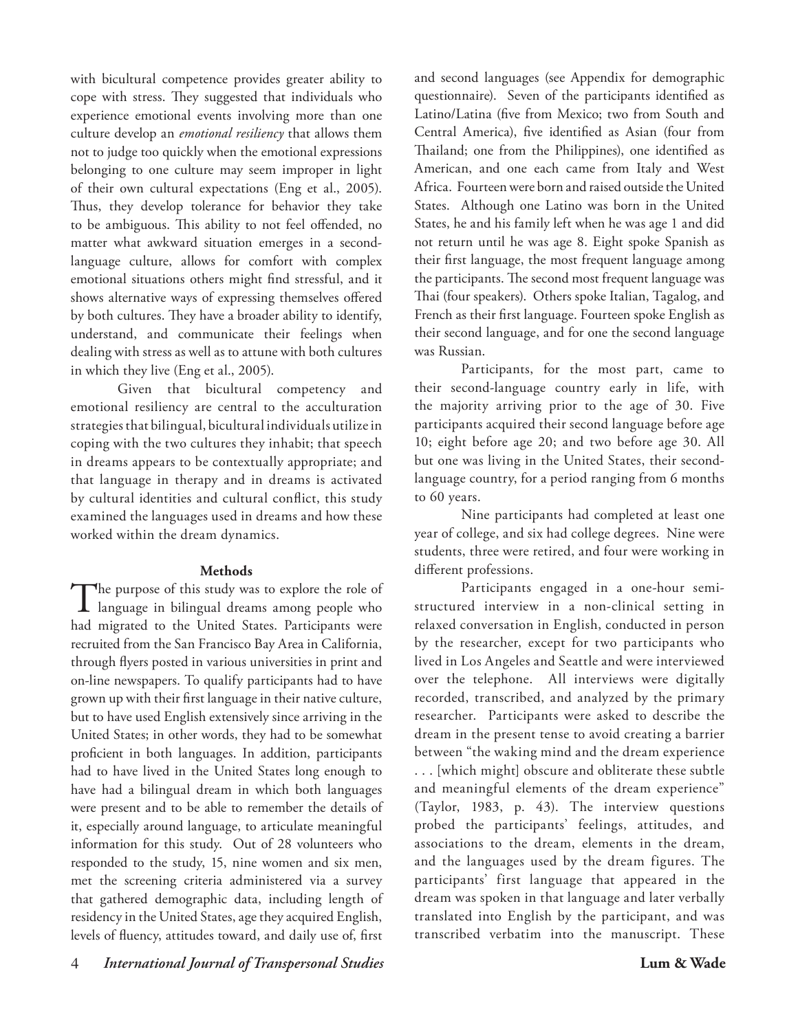with bicultural competence provides greater ability to cope with stress. They suggested that individuals who experience emotional events involving more than one culture develop an *emotional resiliency* that allows them not to judge too quickly when the emotional expressions belonging to one culture may seem improper in light of their own cultural expectations (Eng et al., 2005). Thus, they develop tolerance for behavior they take to be ambiguous. This ability to not feel offended, no matter what awkward situation emerges in a second-language culture, allows for comfort with complex emotional situations others might find stressful, and it shows alternative ways of expressing themselves offered by both cultures. They have a broader ability to identify, understand, and communicate their feelings when dealing with stress as well as to attune with both cultures in which they live (Eng et al., 2005).

Given that bicultural competency and emotional resiliency are central to the acculturation strategies that bilingual, bicultural individuals utilize in coping with the two cultures they inhabit; that speech in dreams appears to be contextually appropriate; and that language in therapy and in dreams is activated by cultural identities and cultural conflict, this study examined the languages used in dreams and how these worked within the dream dynamics.

## Methods

The purpose of this study was to explore the role of language in bilingual dreams among people who had migrated to the United States. Participants were recruited from the San Francisco Bay Area in California, through flyers posted in various universities in print and on-line newspapers. To qualify participants had to have grown up with their first language in their native culture, but to have used English extensively since arriving in the United States; in other words, they had to be somewhat proficient in both languages. In addition, participants had to have lived in the United States long enough to have had a bilingual dream in which both languages were present and to be able to remember the details of it, especially around language, to articulate meaningful information for this study. Out of 28 volunteers who responded to the study, 15, nine women and six men, met the screening criteria administered via a survey that gathered demographic data, including length of residency in the United States, age they acquired English, levels of fluency, attitudes toward, and daily use of, first and second languages (see Appendix for demographic questionnaire). Seven of the participants identified as Latino/Latina (five from Mexico; two from South and Central America), five identified as Asian (four from Thailand; one from the Philippines), one identified as American, and one each came from Italy and West Africa. Fourteen were born and raised outside the United States. Although one Latino was born in the United States, he and his family left when he was age 1 and did not return until he was age 8. Eight spoke Spanish as their first language, the most frequent language among the participants. The second most frequent language was Thai (four speakers). Others spoke Italian, Tagalog, and French as their first language. Fourteen spoke English as their second language, and for one the second language was Russian.

Participants, for the most part, came to their second-language country early in life, with the majority arriving prior to the age of 30. Five participants acquired their second language before age 10; eight before age 20; and two before age 30. All but one was living in the United States, their second-language country, for a period ranging from 6 months to 60 years.

Nine participants had completed at least one year of college, and six had college degrees. Nine were students, three were retired, and four were working in different professions.

Participants engaged in a one-hour semi-structured interview in a non-clinical setting in relaxed conversation in English, conducted in person by the researcher, except for two participants who lived in Los Angeles and Seattle and were interviewed over the telephone. All interviews were digitally recorded, transcribed, and analyzed by the primary researcher. Participants were asked to describe the dream in the present tense to avoid creating a barrier between "the waking mind and the dream experience . . . [which might] obscure and obliterate these subtle and meaningful elements of the dream experience" (Taylor, 1983, p. 43). The interview questions probed the participants' feelings, attitudes, and associations to the dream, elements in the dream, and the languages used by the dream figures. The participants' first language that appeared in the dream was spoken in that language and later verbally translated into English by the participant, and was transcribed verbatim into the manuscript. These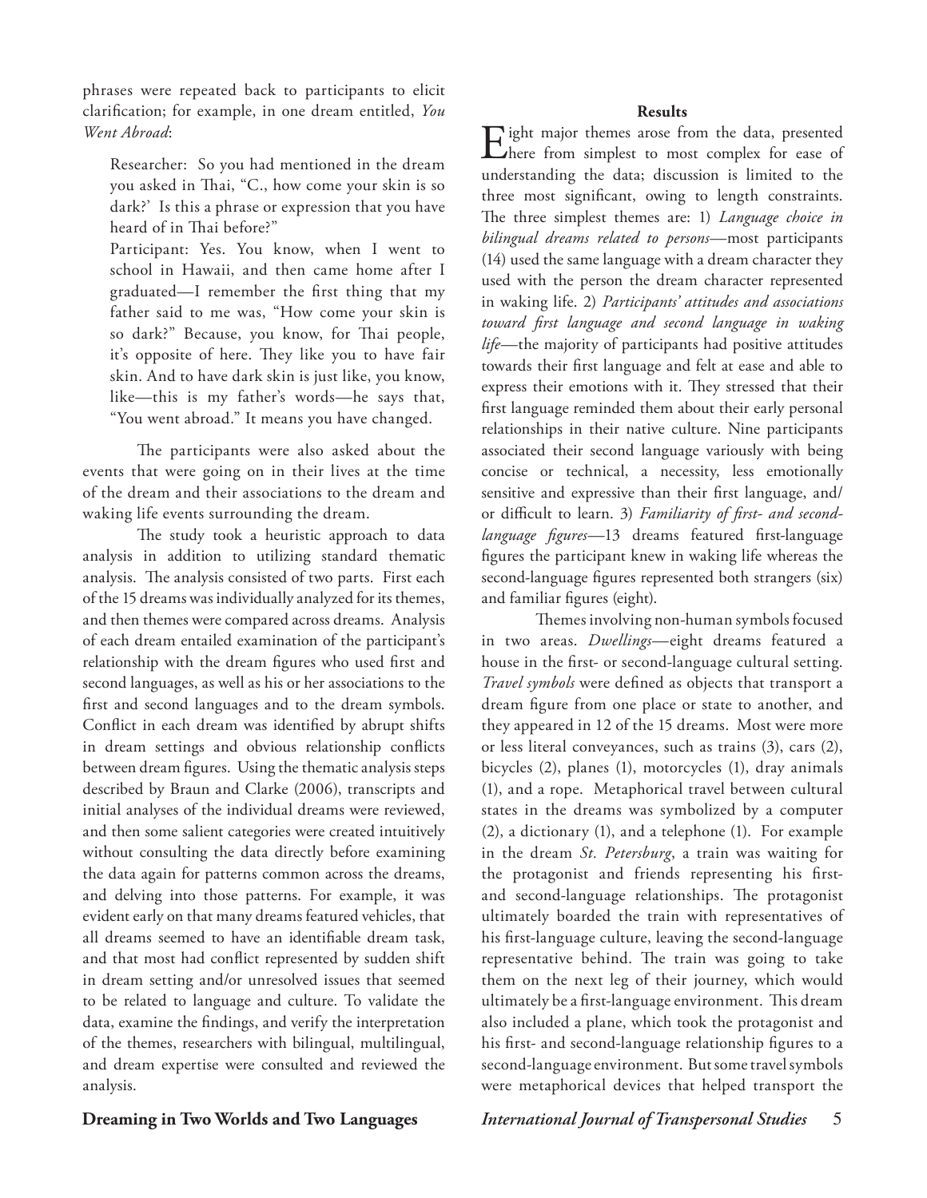phrases were repeated back to participants to elicit clarification; for example, in one dream entitled, *You Went Abroad*:

> Researcher: So you had mentioned in the dream you asked in Thai, "C., how come your skin is so dark?' Is this a phrase or expression that you have heard of in Thai before?"
>
> Participant: Yes. You know, when I went to school in Hawaii, and then came home after I graduated—I remember the first thing that my father said to me was, "How come your skin is so dark?" Because, you know, for Thai people, it's opposite of here. They like you to have fair skin. And to have dark skin is just like, you know, like—this is my father's words—he says that, "You went abroad." It means you have changed.

The participants were also asked about the events that were going on in their lives at the time of the dream and their associations to the dream and waking life events surrounding the dream.

The study took a heuristic approach to data analysis in addition to utilizing standard thematic analysis. The analysis consisted of two parts. First each of the 15 dreams was individually analyzed for its themes, and then themes were compared across dreams. Analysis of each dream entailed examination of the participant's relationship with the dream figures who used first and second languages, as well as his or her associations to the first and second languages and to the dream symbols. Conflict in each dream was identified by abrupt shifts in dream settings and obvious relationship conflicts between dream figures. Using the thematic analysis steps described by Braun and Clarke (2006), transcripts and initial analyses of the individual dreams were reviewed, and then some salient categories were created intuitively without consulting the data directly before examining the data again for patterns common across the dreams, and delving into those patterns. For example, it was evident early on that many dreams featured vehicles, that all dreams seemed to have an identifiable dream task, and that most had conflict represented by sudden shift in dream setting and/or unresolved issues that seemed to be related to language and culture. To validate the data, examine the findings, and verify the interpretation of the themes, researchers with bilingual, multilingual, and dream expertise were consulted and reviewed the analysis.

## Results

Eight major themes arose from the data, presented here from simplest to most complex for ease of understanding the data; discussion is limited to the three most significant, owing to length constraints. The three simplest themes are: 1) *Language choice in bilingual dreams related to persons*—most participants (14) used the same language with a dream character they used with the person the dream character represented in waking life. 2) *Participants' attitudes and associations toward first language and second language in waking life*—the majority of participants had positive attitudes towards their first language and felt at ease and able to express their emotions with it. They stressed that their first language reminded them about their early personal relationships in their native culture. Nine participants associated their second language variously with being concise or technical, a necessity, less emotionally sensitive and expressive than their first language, and/or difficult to learn. 3) *Familiarity of first- and second-language figures*—13 dreams featured first-language figures the participant knew in waking life whereas the second-language figures represented both strangers (six) and familiar figures (eight).

Themes involving non-human symbols focused in two areas. *Dwellings*—eight dreams featured a house in the first- or second-language cultural setting. *Travel symbols* were defined as objects that transport a dream figure from one place or state to another, and they appeared in 12 of the 15 dreams. Most were more or less literal conveyances, such as trains (3), cars (2), bicycles (2), planes (1), motorcycles (1), dray animals (1), and a rope. Metaphorical travel between cultural states in the dreams was symbolized by a computer (2), a dictionary (1), and a telephone (1). For example in the dream *St. Petersburg*, a train was waiting for the protagonist and friends representing his first- and second-language relationships. The protagonist ultimately boarded the train with representatives of his first-language culture, leaving the second-language representative behind. The train was going to take them on the next leg of their journey, which would ultimately be a first-language environment. This dream also included a plane, which took the protagonist and his first- and second-language relationship figures to a second-language environment. But some travel symbols were metaphorical devices that helped transport the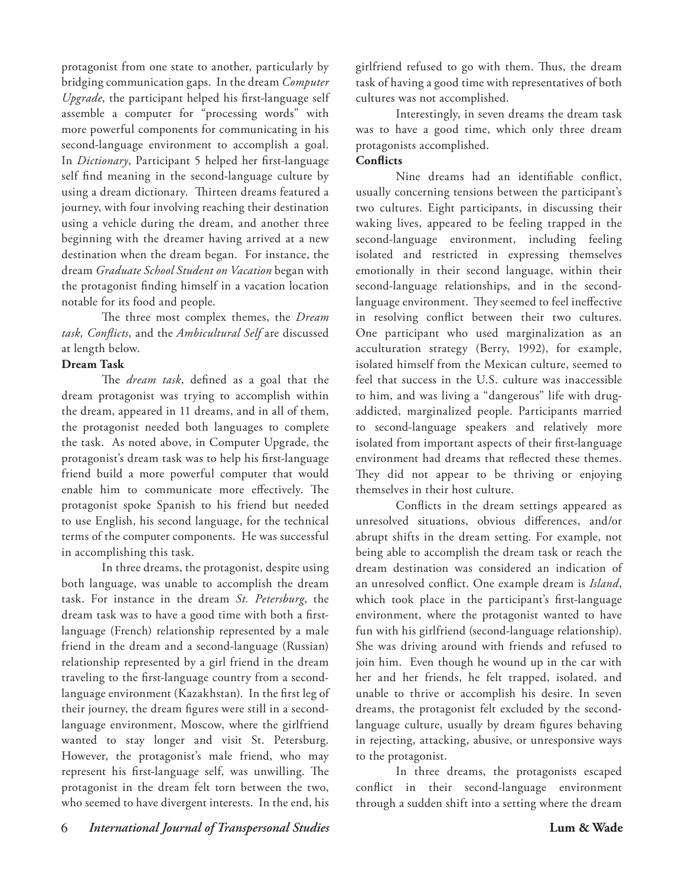protagonist from one state to another, particularly by bridging communication gaps. In the dream *Computer Upgrade*, the participant helped his first-language self assemble a computer for "processing words" with more powerful components for communicating in his second-language environment to accomplish a goal. In *Dictionary*, Participant 5 helped her first-language self find meaning in the second-language culture by using a dream dictionary. Thirteen dreams featured a journey, with four involving reaching their destination using a vehicle during the dream, and another three beginning with the dreamer having arrived at a new destination when the dream began. For instance, the dream *Graduate School Student on Vacation* began with the protagonist finding himself in a vacation location notable for its food and people.

The three most complex themes, the *Dream task, Conflicts*, and the *Ambicultural Self* are discussed at length below.

**Dream Task**

The *dream task*, defined as a goal that the dream protagonist was trying to accomplish within the dream, appeared in 11 dreams, and in all of them, the protagonist needed both languages to complete the task. As noted above, in Computer Upgrade, the protagonist's dream task was to help his first-language friend build a more powerful computer that would enable him to communicate more effectively. The protagonist spoke Spanish to his friend but needed to use English, his second language, for the technical terms of the computer components. He was successful in accomplishing this task.

In three dreams, the protagonist, despite using both language, was unable to accomplish the dream task. For instance in the dream *St. Petersburg*, the dream task was to have a good time with both a first-language (French) relationship represented by a male friend in the dream and a second-language (Russian) relationship represented by a girl friend in the dream traveling to the first-language country from a second-language environment (Kazakhstan). In the first leg of their journey, the dream figures were still in a second-language environment, Moscow, where the girlfriend wanted to stay longer and visit St. Petersburg. However, the protagonist's male friend, who may represent his first-language self, was unwilling. The protagonist in the dream felt torn between the two, who seemed to have divergent interests. In the end, his girlfriend refused to go with them. Thus, the dream task of having a good time with representatives of both cultures was not accomplished.

Interestingly, in seven dreams the dream task was to have a good time, which only three dream protagonists accomplished.

**Conflicts**

Nine dreams had an identifiable conflict, usually concerning tensions between the participant's two cultures. Eight participants, in discussing their waking lives, appeared to be feeling trapped in the second-language environment, including feeling isolated and restricted in expressing themselves emotionally in their second language, within their second-language relationships, and in the second-language environment. They seemed to feel ineffective in resolving conflict between their two cultures. One participant who used marginalization as an acculturation strategy (Berry, 1992), for example, isolated himself from the Mexican culture, seemed to feel that success in the U.S. culture was inaccessible to him, and was living a "dangerous" life with drug-addicted, marginalized people. Participants married to second-language speakers and relatively more isolated from important aspects of their first-language environment had dreams that reflected these themes. They did not appear to be thriving or enjoying themselves in their host culture.

Conflicts in the dream settings appeared as unresolved situations, obvious differences, and/or abrupt shifts in the dream setting. For example, not being able to accomplish the dream task or reach the dream destination was considered an indication of an unresolved conflict. One example dream is *Island*, which took place in the participant's first-language environment, where the protagonist wanted to have fun with his girlfriend (second-language relationship). She was driving around with friends and refused to join him. Even though he wound up in the car with her and her friends, he felt trapped, isolated, and unable to thrive or accomplish his desire. In seven dreams, the protagonist felt excluded by the second-language culture, usually by dream figures behaving in rejecting, attacking, abusive, or unresponsive ways to the protagonist.

In three dreams, the protagonists escaped conflict in their second-language environment through a sudden shift into a setting where the dream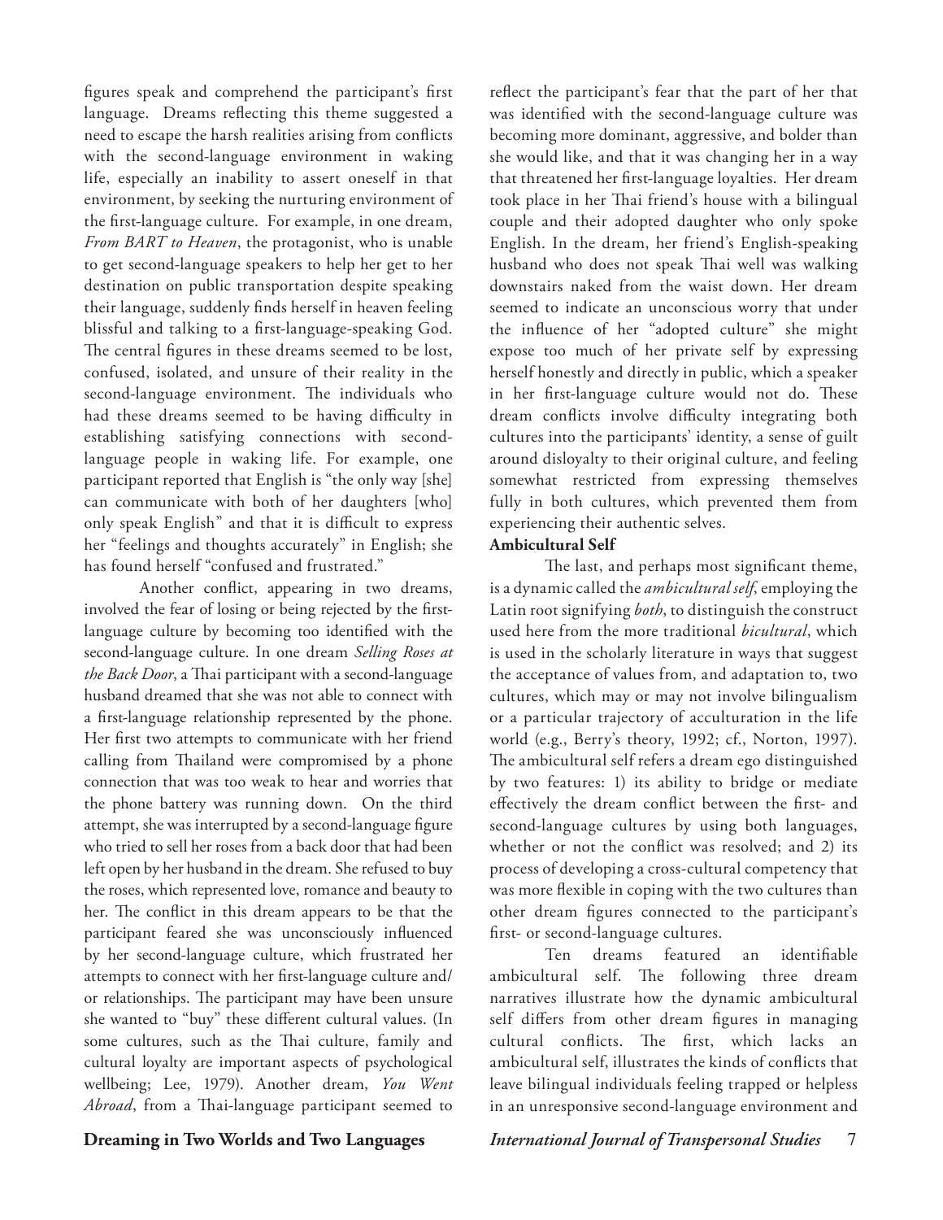figures speak and comprehend the participant's first language. Dreams reflecting this theme suggested a need to escape the harsh realities arising from conflicts with the second-language environment in waking life, especially an inability to assert oneself in that environment, by seeking the nurturing environment of the first-language culture. For example, in one dream, *From BART to Heaven*, the protagonist, who is unable to get second-language speakers to help her get to her destination on public transportation despite speaking their language, suddenly finds herself in heaven feeling blissful and talking to a first-language-speaking God. The central figures in these dreams seemed to be lost, confused, isolated, and unsure of their reality in the second-language environment. The individuals who had these dreams seemed to be having difficulty in establishing satisfying connections with second-language people in waking life. For example, one participant reported that English is "the only way [she] can communicate with both of her daughters [who] only speak English" and that it is difficult to express her "feelings and thoughts accurately" in English; she has found herself "confused and frustrated."

Another conflict, appearing in two dreams, involved the fear of losing or being rejected by the first-language culture by becoming too identified with the second-language culture. In one dream *Selling Roses at the Back Door*, a Thai participant with a second-language husband dreamed that she was not able to connect with a first-language relationship represented by the phone. Her first two attempts to communicate with her friend calling from Thailand were compromised by a phone connection that was too weak to hear and worries that the phone battery was running down. On the third attempt, she was interrupted by a second-language figure who tried to sell her roses from a back door that had been left open by her husband in the dream. She refused to buy the roses, which represented love, romance and beauty to her. The conflict in this dream appears to be that the participant feared she was unconsciously influenced by her second-language culture, which frustrated her attempts to connect with her first-language culture and/or relationships. The participant may have been unsure she wanted to "buy" these different cultural values. (In some cultures, such as the Thai culture, family and cultural loyalty are important aspects of psychological wellbeing; Lee, 1979). Another dream, *You Went Abroad*, from a Thai-language participant seemed to reflect the participant's fear that the part of her that was identified with the second-language culture was becoming more dominant, aggressive, and bolder than she would like, and that it was changing her in a way that threatened her first-language loyalties. Her dream took place in her Thai friend's house with a bilingual couple and their adopted daughter who only spoke English. In the dream, her friend's English-speaking husband who does not speak Thai well was walking downstairs naked from the waist down. Her dream seemed to indicate an unconscious worry that under the influence of her "adopted culture" she might expose too much of her private self by expressing herself honestly and directly in public, which a speaker in her first-language culture would not do. These dream conflicts involve difficulty integrating both cultures into the participants' identity, a sense of guilt around disloyalty to their original culture, and feeling somewhat restricted from expressing themselves fully in both cultures, which prevented them from experiencing their authentic selves.

**Ambicultural Self**

The last, and perhaps most significant theme, is a dynamic called the *ambicultural self*, employing the Latin root signifying *both*, to distinguish the construct used here from the more traditional *bicultural*, which is used in the scholarly literature in ways that suggest the acceptance of values from, and adaptation to, two cultures, which may or may not involve bilingualism or a particular trajectory of acculturation in the life world (e.g., Berry's theory, 1992; cf., Norton, 1997). The ambicultural self refers a dream ego distinguished by two features: 1) its ability to bridge or mediate effectively the dream conflict between the first- and second-language cultures by using both languages, whether or not the conflict was resolved; and 2) its process of developing a cross-cultural competency that was more flexible in coping with the two cultures than other dream figures connected to the participant's first- or second-language cultures.

Ten dreams featured an identifiable ambicultural self. The following three dream narratives illustrate how the dynamic ambicultural self differs from other dream figures in managing cultural conflicts. The first, which lacks an ambicultural self, illustrates the kinds of conflicts that leave bilingual individuals feeling trapped or helpless in an unresponsive second-language environment and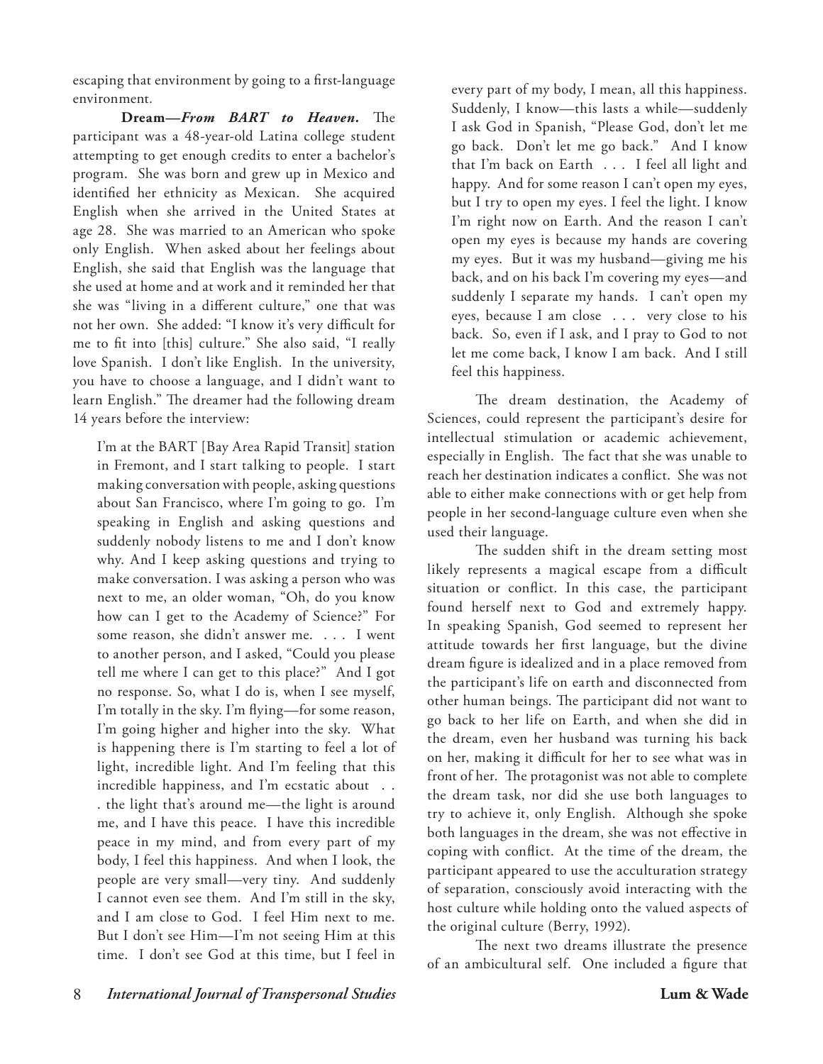escaping that environment by going to a first-language environment.

**Dream—*From BART to Heaven*.** The participant was a 48-year-old Latina college student attempting to get enough credits to enter a bachelor's program. She was born and grew up in Mexico and identified her ethnicity as Mexican. She acquired English when she arrived in the United States at age 28. She was married to an American who spoke only English. When asked about her feelings about English, she said that English was the language that she used at home and at work and it reminded her that she was "living in a different culture," one that was not her own. She added: "I know it's very difficult for me to fit into [this] culture." She also said, "I really love Spanish. I don't like English. In the university, you have to choose a language, and I didn't want to learn English." The dreamer had the following dream 14 years before the interview:

> I'm at the BART [Bay Area Rapid Transit] station in Fremont, and I start talking to people. I start making conversation with people, asking questions about San Francisco, where I'm going to go. I'm speaking in English and asking questions and suddenly nobody listens to me and I don't know why. And I keep asking questions and trying to make conversation. I was asking a person who was next to me, an older woman, "Oh, do you know how can I get to the Academy of Science?" For some reason, she didn't answer me. . . . I went to another person, and I asked, "Could you please tell me where I can get to this place?" And I got no response. So, what I do is, when I see myself, I'm totally in the sky. I'm flying—for some reason, I'm going higher and higher into the sky. What is happening there is I'm starting to feel a lot of light, incredible light. And I'm feeling that this incredible happiness, and I'm ecstatic about . . . the light that's around me—the light is around me, and I have this peace. I have this incredible peace in my mind, and from every part of my body, I feel this happiness. And when I look, the people are very small—very tiny. And suddenly I cannot even see them. And I'm still in the sky, and I am close to God. I feel Him next to me. But I don't see Him—I'm not seeing Him at this time. I don't see God at this time, but I feel in every part of my body, I mean, all this happiness. Suddenly, I know—this lasts a while—suddenly I ask God in Spanish, "Please God, don't let me go back. Don't let me go back." And I know that I'm back on Earth . . . I feel all light and happy. And for some reason I can't open my eyes, but I try to open my eyes. I feel the light. I know I'm right now on Earth. And the reason I can't open my eyes is because my hands are covering my eyes. But it was my husband—giving me his back, and on his back I'm covering my eyes—and suddenly I separate my hands. I can't open my eyes, because I am close . . . very close to his back. So, even if I ask, and I pray to God to not let me come back, I know I am back. And I still feel this happiness.

The dream destination, the Academy of Sciences, could represent the participant's desire for intellectual stimulation or academic achievement, especially in English. The fact that she was unable to reach her destination indicates a conflict. She was not able to either make connections with or get help from people in her second-language culture even when she used their language.

The sudden shift in the dream setting most likely represents a magical escape from a difficult situation or conflict. In this case, the participant found herself next to God and extremely happy. In speaking Spanish, God seemed to represent her attitude towards her first language, but the divine dream figure is idealized and in a place removed from the participant's life on earth and disconnected from other human beings. The participant did not want to go back to her life on Earth, and when she did in the dream, even her husband was turning his back on her, making it difficult for her to see what was in front of her. The protagonist was not able to complete the dream task, nor did she use both languages to try to achieve it, only English. Although she spoke both languages in the dream, she was not effective in coping with conflict. At the time of the dream, the participant appeared to use the acculturation strategy of separation, consciously avoid interacting with the host culture while holding onto the valued aspects of the original culture (Berry, 1992).

The next two dreams illustrate the presence of an ambicultural self. One included a figure that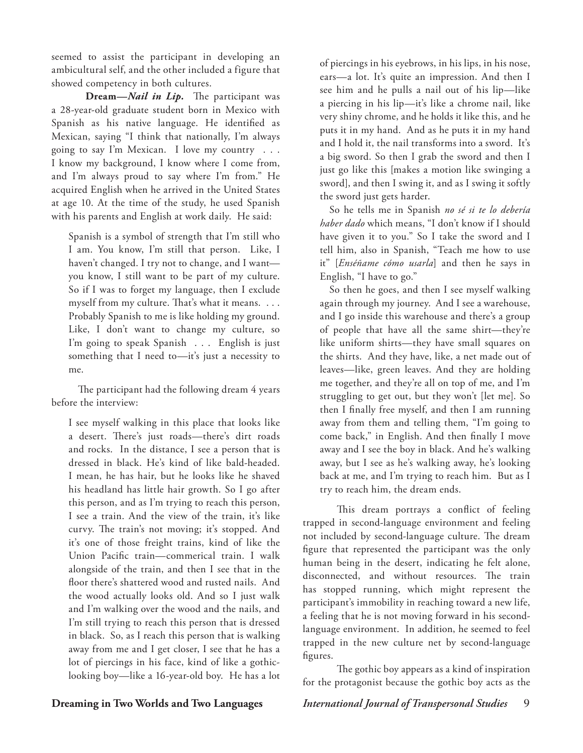seemed to assist the participant in developing an ambicultural self, and the other included a figure that showed competency in both cultures.

**Dream—*Nail in Lip*.** The participant was a 28-year-old graduate student born in Mexico with Spanish as his native language. He identified as Mexican, saying "I think that nationally, I'm always going to say I'm Mexican. I love my country . . . I know my background, I know where I come from, and I'm always proud to say where I'm from." He acquired English when he arrived in the United States at age 10. At the time of the study, he used Spanish with his parents and English at work daily. He said:

> Spanish is a symbol of strength that I'm still who I am. You know, I'm still that person. Like, I haven't changed. I try not to change, and I want—you know, I still want to be part of my culture. So if I was to forget my language, then I exclude myself from my culture. That's what it means. . . . Probably Spanish to me is like holding my ground. Like, I don't want to change my culture, so I'm going to speak Spanish . . . English is just something that I need to—it's just a necessity to me.

The participant had the following dream 4 years before the interview:

> I see myself walking in this place that looks like a desert. There's just roads—there's dirt roads and rocks. In the distance, I see a person that is dressed in black. He's kind of like bald-headed. I mean, he has hair, but he looks like he shaved his headland has little hair growth. So I go after this person, and as I'm trying to reach this person, I see a train. And the view of the train, it's like curvy. The train's not moving; it's stopped. And it's one of those freight trains, kind of like the Union Pacific train—commerical train. I walk alongside of the train, and then I see that in the floor there's shattered wood and rusted nails. And the wood actually looks old. And so I just walk and I'm walking over the wood and the nails, and I'm still trying to reach this person that is dressed in black. So, as I reach this person that is walking away from me and I get closer, I see that he has a lot of piercings in his face, kind of like a gothic-looking boy—like a 16-year-old boy. He has a lot of piercings in his eyebrows, in his lips, in his nose, ears—a lot. It's quite an impression. And then I see him and he pulls a nail out of his lip—like a piercing in his lip—it's like a chrome nail, like very shiny chrome, and he holds it like this, and he puts it in my hand. And as he puts it in my hand and I hold it, the nail transforms into a sword. It's a big sword. So then I grab the sword and then I just go like this [makes a motion like swinging a sword], and then I swing it, and as I swing it softly the sword just gets harder.
>
> So he tells me in Spanish *no sé si te lo debería haber dado* which means, "I don't know if I should have given it to you." So I take the sword and I tell him, also in Spanish, "Teach me how to use it" [*Enséñame cómo usarla*] and then he says in English, "I have to go."
>
> So then he goes, and then I see myself walking again through my journey. And I see a warehouse, and I go inside this warehouse and there's a group of people that have all the same shirt—they're like uniform shirts—they have small squares on the shirts. And they have, like, a net made out of leaves—like, green leaves. And they are holding me together, and they're all on top of me, and I'm struggling to get out, but they won't [let me]. So then I finally free myself, and then I am running away from them and telling them, "I'm going to come back," in English. And then finally I move away and I see the boy in black. And he's walking away, but I see as he's walking away, he's looking back at me, and I'm trying to reach him. But as I try to reach him, the dream ends.

This dream portrays a conflict of feeling trapped in second-language environment and feeling not included by second-language culture. The dream figure that represented the participant was the only human being in the desert, indicating he felt alone, disconnected, and without resources. The train has stopped running, which might represent the participant's immobility in reaching toward a new life, a feeling that he is not moving forward in his second-language environment. In addition, he seemed to feel trapped in the new culture net by second-language figures.

The gothic boy appears as a kind of inspiration for the protagonist because the gothic boy acts as the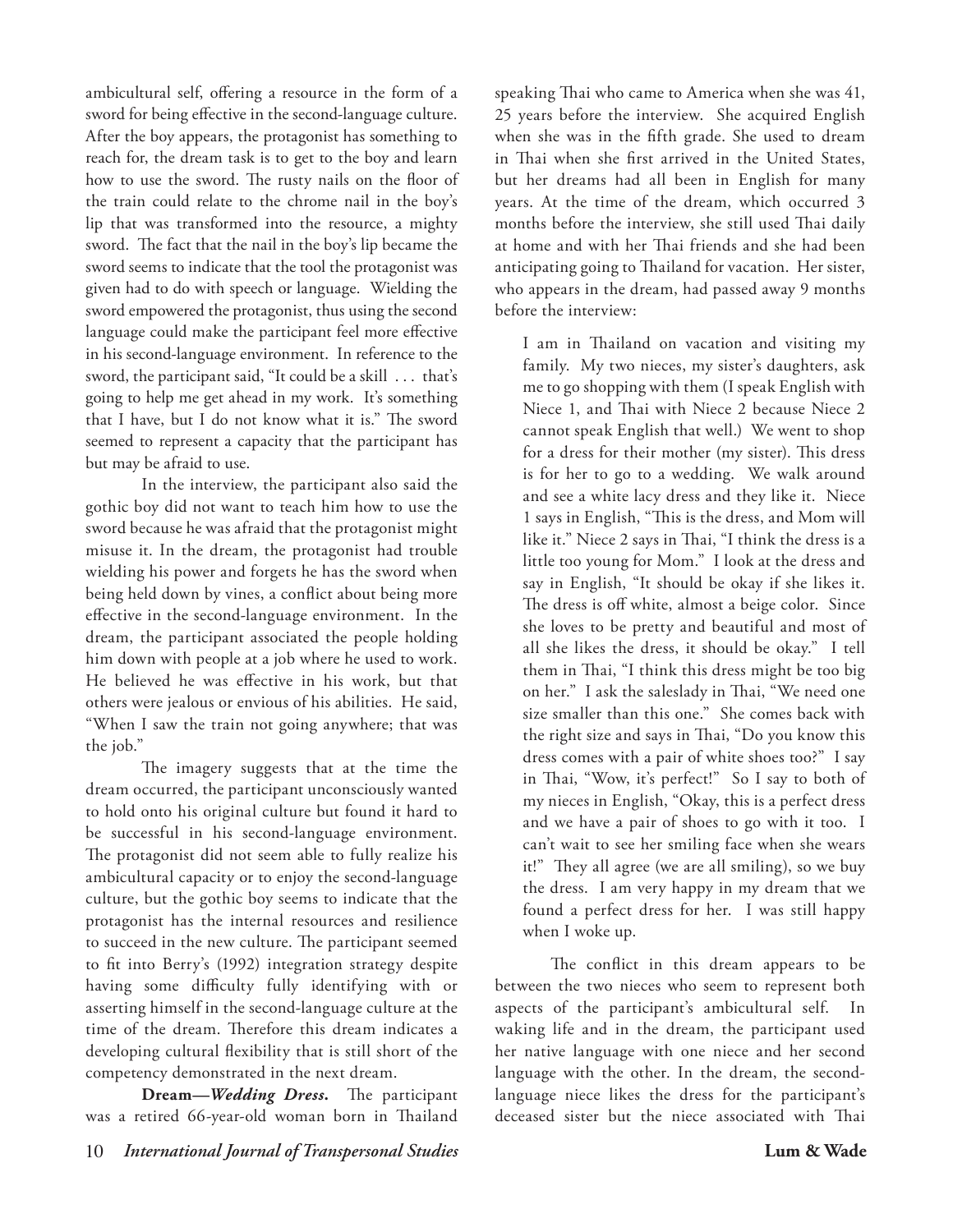ambicultural self, offering a resource in the form of a sword for being effective in the second-language culture. After the boy appears, the protagonist has something to reach for, the dream task is to get to the boy and learn how to use the sword. The rusty nails on the floor of the train could relate to the chrome nail in the boy's lip that was transformed into the resource, a mighty sword. The fact that the nail in the boy's lip became the sword seems to indicate that the tool the protagonist was given had to do with speech or language. Wielding the sword empowered the protagonist, thus using the second language could make the participant feel more effective in his second-language environment. In reference to the sword, the participant said, "It could be a skill . . . that's going to help me get ahead in my work. It's something that I have, but I do not know what it is." The sword seemed to represent a capacity that the participant has but may be afraid to use.

In the interview, the participant also said the gothic boy did not want to teach him how to use the sword because he was afraid that the protagonist might misuse it. In the dream, the protagonist had trouble wielding his power and forgets he has the sword when being held down by vines, a conflict about being more effective in the second-language environment. In the dream, the participant associated the people holding him down with people at a job where he used to work. He believed he was effective in his work, but that others were jealous or envious of his abilities. He said, "When I saw the train not going anywhere; that was the job."

The imagery suggests that at the time the dream occurred, the participant unconsciously wanted to hold onto his original culture but found it hard to be successful in his second-language environment. The protagonist did not seem able to fully realize his ambicultural capacity or to enjoy the second-language culture, but the gothic boy seems to indicate that the protagonist has the internal resources and resilience to succeed in the new culture. The participant seemed to fit into Berry's (1992) integration strategy despite having some difficulty fully identifying with or asserting himself in the second-language culture at the time of the dream. Therefore this dream indicates a developing cultural flexibility that is still short of the competency demonstrated in the next dream.

**Dream—*Wedding Dress.*** The participant was a retired 66-year-old woman born in Thailand speaking Thai who came to America when she was 41, 25 years before the interview. She acquired English when she was in the fifth grade. She used to dream in Thai when she first arrived in the United States, but her dreams had all been in English for many years. At the time of the dream, which occurred 3 months before the interview, she still used Thai daily at home and with her Thai friends and she had been anticipating going to Thailand for vacation. Her sister, who appears in the dream, had passed away 9 months before the interview:

> I am in Thailand on vacation and visiting my family. My two nieces, my sister's daughters, ask me to go shopping with them (I speak English with Niece 1, and Thai with Niece 2 because Niece 2 cannot speak English that well.) We went to shop for a dress for their mother (my sister). This dress is for her to go to a wedding. We walk around and see a white lacy dress and they like it. Niece 1 says in English, "This is the dress, and Mom will like it." Niece 2 says in Thai, "I think the dress is a little too young for Mom." I look at the dress and say in English, "It should be okay if she likes it. The dress is off white, almost a beige color. Since she loves to be pretty and beautiful and most of all she likes the dress, it should be okay." I tell them in Thai, "I think this dress might be too big on her." I ask the saleslady in Thai, "We need one size smaller than this one." She comes back with the right size and says in Thai, "Do you know this dress comes with a pair of white shoes too?" I say in Thai, "Wow, it's perfect!" So I say to both of my nieces in English, "Okay, this is a perfect dress and we have a pair of shoes to go with it too. I can't wait to see her smiling face when she wears it!" They all agree (we are all smiling), so we buy the dress. I am very happy in my dream that we found a perfect dress for her. I was still happy when I woke up.

The conflict in this dream appears to be between the two nieces who seem to represent both aspects of the participant's ambicultural self. In waking life and in the dream, the participant used her native language with one niece and her second language with the other. In the dream, the second-language niece likes the dress for the participant's deceased sister but the niece associated with Thai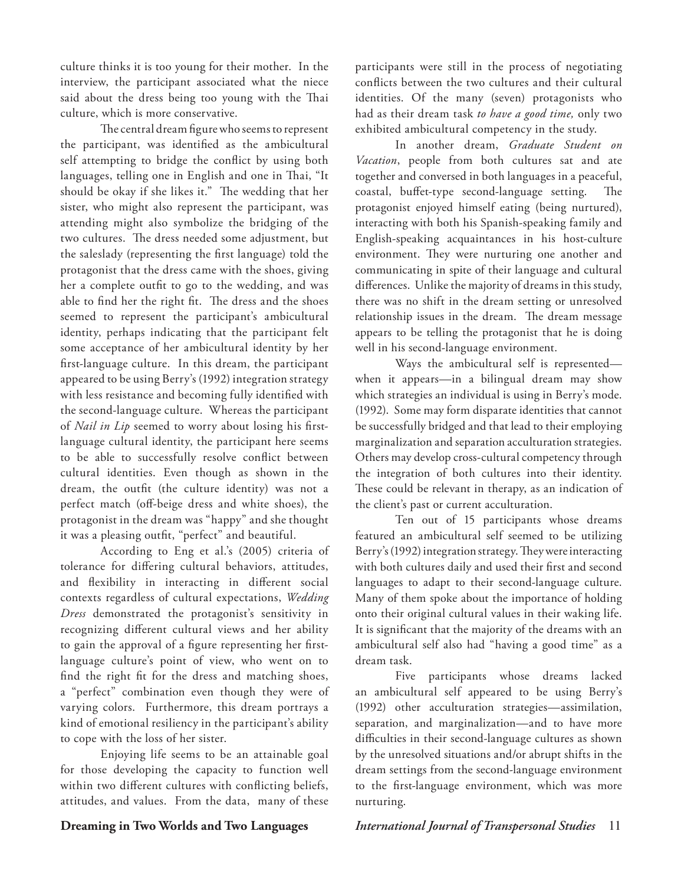culture thinks it is too young for their mother. In the interview, the participant associated what the niece said about the dress being too young with the Thai culture, which is more conservative.

The central dream figure who seems to represent the participant, was identified as the ambicultural self attempting to bridge the conflict by using both languages, telling one in English and one in Thai, "It should be okay if she likes it." The wedding that her sister, who might also represent the participant, was attending might also symbolize the bridging of the two cultures. The dress needed some adjustment, but the saleslady (representing the first language) told the protagonist that the dress came with the shoes, giving her a complete outfit to go to the wedding, and was able to find her the right fit. The dress and the shoes seemed to represent the participant's ambicultural identity, perhaps indicating that the participant felt some acceptance of her ambicultural identity by her first-language culture. In this dream, the participant appeared to be using Berry's (1992) integration strategy with less resistance and becoming fully identified with the second-language culture. Whereas the participant of *Nail in Lip* seemed to worry about losing his first-language cultural identity, the participant here seems to be able to successfully resolve conflict between cultural identities. Even though as shown in the dream, the outfit (the culture identity) was not a perfect match (off-beige dress and white shoes), the protagonist in the dream was "happy" and she thought it was a pleasing outfit, "perfect" and beautiful.

According to Eng et al.'s (2005) criteria of tolerance for differing cultural behaviors, attitudes, and flexibility in interacting in different social contexts regardless of cultural expectations, *Wedding Dress* demonstrated the protagonist's sensitivity in recognizing different cultural views and her ability to gain the approval of a figure representing her first-language culture's point of view, who went on to find the right fit for the dress and matching shoes, a "perfect" combination even though they were of varying colors. Furthermore, this dream portrays a kind of emotional resiliency in the participant's ability to cope with the loss of her sister.

Enjoying life seems to be an attainable goal for those developing the capacity to function well within two different cultures with conflicting beliefs, attitudes, and values. From the data, many of these participants were still in the process of negotiating conflicts between the two cultures and their cultural identities. Of the many (seven) protagonists who had as their dream task *to have a good time,* only two exhibited ambicultural competency in the study.

In another dream, *Graduate Student on Vacation*, people from both cultures sat and ate together and conversed in both languages in a peaceful, coastal, buffet-type second-language setting. The protagonist enjoyed himself eating (being nurtured), interacting with both his Spanish-speaking family and English-speaking acquaintances in his host-culture environment. They were nurturing one another and communicating in spite of their language and cultural differences. Unlike the majority of dreams in this study, there was no shift in the dream setting or unresolved relationship issues in the dream. The dream message appears to be telling the protagonist that he is doing well in his second-language environment.

Ways the ambicultural self is represented—when it appears—in a bilingual dream may show which strategies an individual is using in Berry's mode. (1992). Some may form disparate identities that cannot be successfully bridged and that lead to their employing marginalization and separation acculturation strategies. Others may develop cross-cultural competency through the integration of both cultures into their identity. These could be relevant in therapy, as an indication of the client's past or current acculturation.

Ten out of 15 participants whose dreams featured an ambicultural self seemed to be utilizing Berry's (1992) integration strategy. They were interacting with both cultures daily and used their first and second languages to adapt to their second-language culture. Many of them spoke about the importance of holding onto their original cultural values in their waking life. It is significant that the majority of the dreams with an ambicultural self also had "having a good time" as a dream task.

Five participants whose dreams lacked an ambicultural self appeared to be using Berry's (1992) other acculturation strategies—assimilation, separation, and marginalization—and to have more difficulties in their second-language cultures as shown by the unresolved situations and/or abrupt shifts in the dream settings from the second-language environment to the first-language environment, which was more nurturing.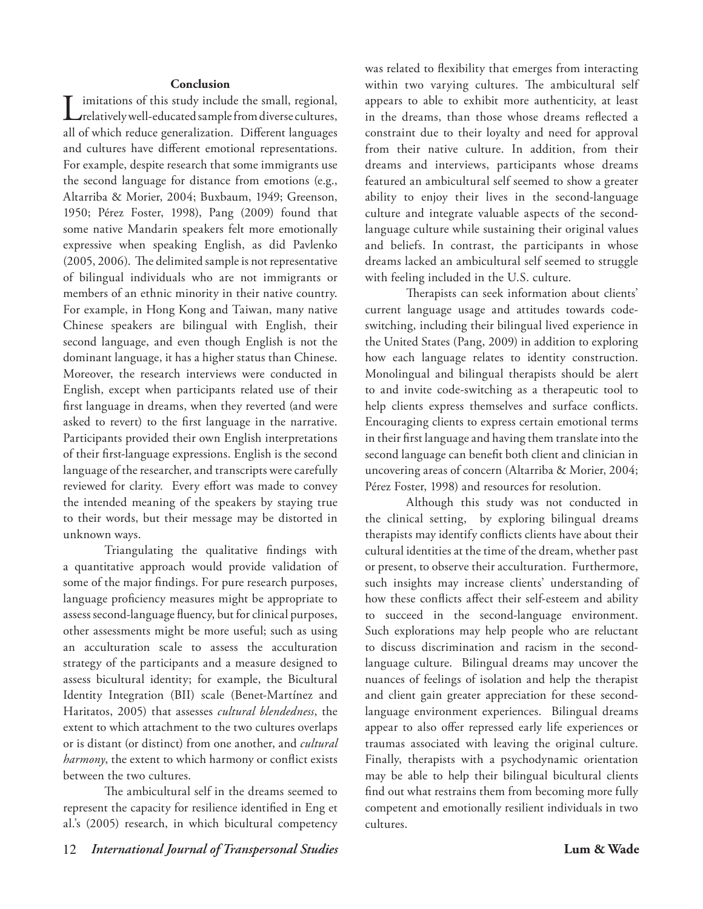## Conclusion

Limitations of this study include the small, regional, relatively well-educated sample from diverse cultures, all of which reduce generalization. Different languages and cultures have different emotional representations. For example, despite research that some immigrants use the second language for distance from emotions (e.g., Altarriba & Morier, 2004; Buxbaum, 1949; Greenson, 1950; Pérez Foster, 1998), Pang (2009) found that some native Mandarin speakers felt more emotionally expressive when speaking English, as did Pavlenko (2005, 2006). The delimited sample is not representative of bilingual individuals who are not immigrants or members of an ethnic minority in their native country. For example, in Hong Kong and Taiwan, many native Chinese speakers are bilingual with English, their second language, and even though English is not the dominant language, it has a higher status than Chinese. Moreover, the research interviews were conducted in English, except when participants related use of their first language in dreams, when they reverted (and were asked to revert) to the first language in the narrative. Participants provided their own English interpretations of their first-language expressions. English is the second language of the researcher, and transcripts were carefully reviewed for clarity. Every effort was made to convey the intended meaning of the speakers by staying true to their words, but their message may be distorted in unknown ways.

Triangulating the qualitative findings with a quantitative approach would provide validation of some of the major findings. For pure research purposes, language proficiency measures might be appropriate to assess second-language fluency, but for clinical purposes, other assessments might be more useful; such as using an acculturation scale to assess the acculturation strategy of the participants and a measure designed to assess bicultural identity; for example, the Bicultural Identity Integration (BII) scale (Benet-Martínez and Haritatos, 2005) that assesses *cultural blendedness*, the extent to which attachment to the two cultures overlaps or is distant (or distinct) from one another, and *cultural harmony*, the extent to which harmony or conflict exists between the two cultures.

The ambicultural self in the dreams seemed to represent the capacity for resilience identified in Eng et al.'s (2005) research, in which bicultural competency was related to flexibility that emerges from interacting within two varying cultures. The ambicultural self appears to able to exhibit more authenticity, at least in the dreams, than those whose dreams reflected a constraint due to their loyalty and need for approval from their native culture. In addition, from their dreams and interviews, participants whose dreams featured an ambicultural self seemed to show a greater ability to enjoy their lives in the second-language culture and integrate valuable aspects of the second-language culture while sustaining their original values and beliefs. In contrast, the participants in whose dreams lacked an ambicultural self seemed to struggle with feeling included in the U.S. culture.

Therapists can seek information about clients' current language usage and attitudes towards code-switching, including their bilingual lived experience in the United States (Pang, 2009) in addition to exploring how each language relates to identity construction. Monolingual and bilingual therapists should be alert to and invite code-switching as a therapeutic tool to help clients express themselves and surface conflicts. Encouraging clients to express certain emotional terms in their first language and having them translate into the second language can benefit both client and clinician in uncovering areas of concern (Altarriba & Morier, 2004; Pérez Foster, 1998) and resources for resolution.

Although this study was not conducted in the clinical setting, by exploring bilingual dreams therapists may identify conflicts clients have about their cultural identities at the time of the dream, whether past or present, to observe their acculturation. Furthermore, such insights may increase clients' understanding of how these conflicts affect their self-esteem and ability to succeed in the second-language environment. Such explorations may help people who are reluctant to discuss discrimination and racism in the second-language culture. Bilingual dreams may uncover the nuances of feelings of isolation and help the therapist and client gain greater appreciation for these second-language environment experiences. Bilingual dreams appear to also offer repressed early life experiences or traumas associated with leaving the original culture. Finally, therapists with a psychodynamic orientation may be able to help their bilingual bicultural clients find out what restrains them from becoming more fully competent and emotionally resilient individuals in two cultures.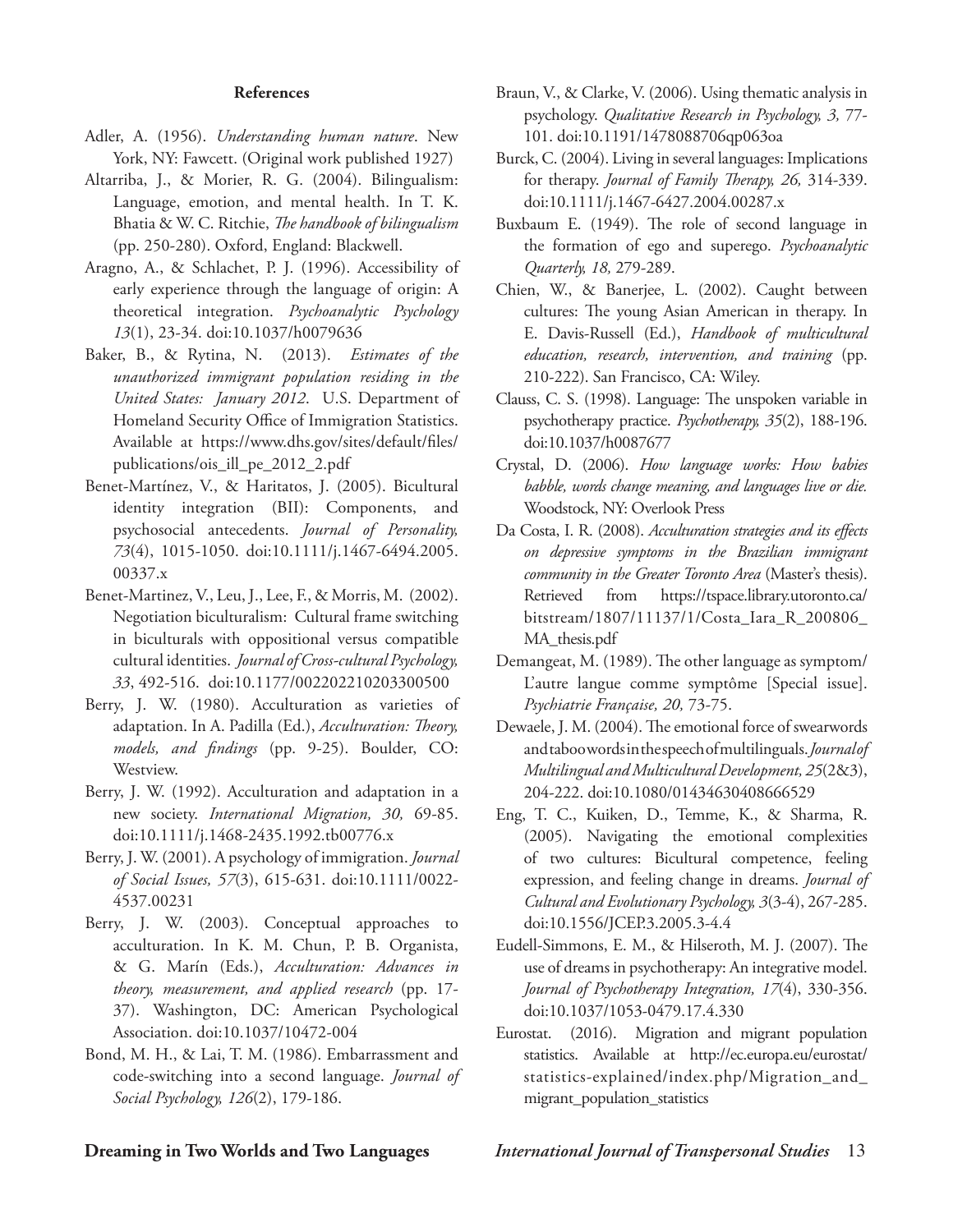#### References

Adler, A. (1956). *Understanding human nature*. New York, NY: Fawcett. (Original work published 1927)

Altarriba, J., & Morier, R. G. (2004). Bilingualism: Language, emotion, and mental health. In T. K. Bhatia & W. C. Ritchie, *The handbook of bilingualism* (pp. 250-280). Oxford, England: Blackwell.

Aragno, A., & Schlachet, P. J. (1996). Accessibility of early experience through the language of origin: A theoretical integration. *Psychoanalytic Psychology 13*(1), 23-34. doi:10.1037/h0079636

Baker, B., & Rytina, N. (2013). *Estimates of the unauthorized immigrant population residing in the United States: January 2012*. U.S. Department of Homeland Security Office of Immigration Statistics. Available at https://www.dhs.gov/sites/default/files/publications/ois_ill_pe_2012_2.pdf

Benet-Martínez, V., & Haritatos, J. (2005). Bicultural identity integration (BII): Components, and psychosocial antecedents. *Journal of Personality, 73*(4), 1015-1050. doi:10.1111/j.1467-6494.2005.00337.x

Benet-Martinez, V., Leu, J., Lee, F., & Morris, M. (2002). Negotiation biculturalism: Cultural frame switching in biculturals with oppositional versus compatible cultural identities. *Journal of Cross-cultural Psychology, 33*, 492-516. doi:10.1177/002202210203300500

Berry, J. W. (1980). Acculturation as varieties of adaptation. In A. Padilla (Ed.), *Acculturation: Theory, models, and findings* (pp. 9-25). Boulder, CO: Westview.

Berry, J. W. (1992). Acculturation and adaptation in a new society. *International Migration, 30,* 69-85. doi:10.1111/j.1468-2435.1992.tb00776.x

Berry, J. W. (2001). A psychology of immigration. *Journal of Social Issues, 57*(3), 615-631. doi:10.1111/0022-4537.00231

Berry, J. W. (2003). Conceptual approaches to acculturation. In K. M. Chun, P. B. Organista, & G. Marín (Eds.), *Acculturation: Advances in theory, measurement, and applied research* (pp. 17-37). Washington, DC: American Psychological Association. doi:10.1037/10472-004

Bond, M. H., & Lai, T. M. (1986). Embarrassment and code-switching into a second language. *Journal of Social Psychology, 126*(2), 179-186.

Braun, V., & Clarke, V. (2006). Using thematic analysis in psychology. *Qualitative Research in Psychology, 3,* 77-101. doi:10.1191/1478088706qp063oa

Burck, C. (2004). Living in several languages: Implications for therapy. *Journal of Family Therapy, 26,* 314-339. doi:10.1111/j.1467-6427.2004.00287.x

Buxbaum E. (1949). The role of second language in the formation of ego and superego. *Psychoanalytic Quarterly, 18,* 279-289.

Chien, W., & Banerjee, L. (2002). Caught between cultures: The young Asian American in therapy. In E. Davis-Russell (Ed.), *Handbook of multicultural education, research, intervention, and training* (pp. 210-222). San Francisco, CA: Wiley.

Clauss, C. S. (1998). Language: The unspoken variable in psychotherapy practice. *Psychotherapy, 35*(2), 188-196. doi:10.1037/h0087677

Crystal, D. (2006). *How language works: How babies babble, words change meaning, and languages live or die.* Woodstock, NY: Overlook Press

Da Costa, I. R. (2008). *Acculturation strategies and its effects on depressive symptoms in the Brazilian immigrant community in the Greater Toronto Area* (Master's thesis). Retrieved from https://tspace.library.utoronto.ca/bitstream/1807/11137/1/Costa_Iara_R_200806_MA_thesis.pdf

Demangeat, M. (1989). The other language as symptom/ L'autre langue comme symptôme [Special issue]. *Psychiatrie Française, 20,* 73-75.

Dewaele, J. M. (2004). The emotional force of swearwords and taboo words in the speech of multilinguals. *Journal of Multilingual and Multicultural Development, 25*(2&3), 204-222. doi:10.1080/01434630408666529

Eng, T. C., Kuiken, D., Temme, K., & Sharma, R. (2005). Navigating the emotional complexities of two cultures: Bicultural competence, feeling expression, and feeling change in dreams. *Journal of Cultural and Evolutionary Psychology, 3*(3-4), 267-285. doi:10.1556/JCEP.3.2005.3-4.4

Eudell-Simmons, E. M., & Hilseroth, M. J. (2007). The use of dreams in psychotherapy: An integrative model. *Journal of Psychotherapy Integration, 17*(4), 330-356. doi:10.1037/1053-0479.17.4.330

Eurostat. (2016). Migration and migrant population statistics. Available at http://ec.europa.eu/eurostat/statistics-explained/index.php/Migration_and_migrant_population_statistics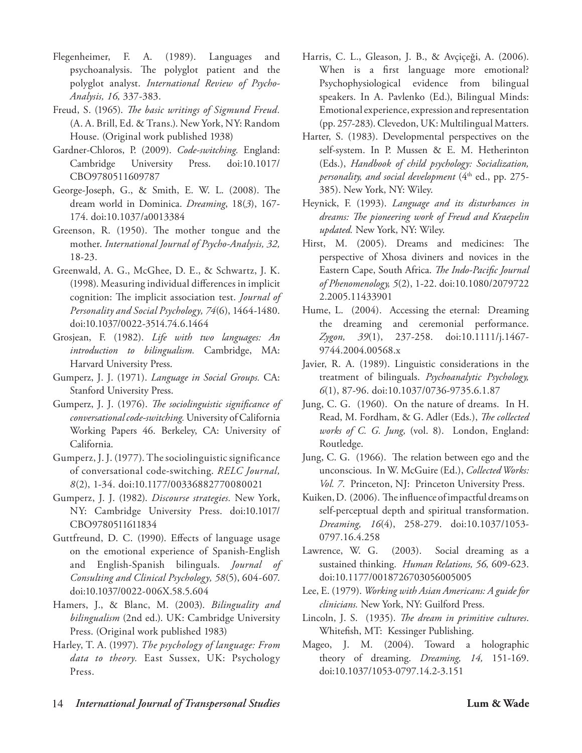Flegenheimer, F. A. (1989). Languages and psychoanalysis. The polyglot patient and the polyglot analyst. *International Review of Psycho-Analysis, 16,* 337-383.

Freud, S. (1965). *The basic writings of Sigmund Freud.* (A. A. Brill, Ed. & Trans.). New York, NY: Random House. (Original work published 1938)

Gardner-Chloros, P. (2009). *Code-switching.* England: Cambridge University Press. doi:10.1017/CBO9780511609787

George-Joseph, G., & Smith, E. W. L. (2008). The dream world in Dominica. *Dreaming*, 18(*3*), 167-174. doi:10.1037/a0013384

Greenson, R. (1950). The mother tongue and the mother. *International Journal of Psycho-Analysis, 32,* 18-23.

Greenwald, A. G., McGhee, D. E., & Schwartz, J. K. (1998). Measuring individual differences in implicit cognition: The implicit association test. *Journal of Personality and Social Psychology, 74*(6), 1464-1480. doi:10.1037/0022-3514.74.6.1464

Grosjean, F. (1982). *Life with two languages: An introduction to bilingualism.* Cambridge, MA: Harvard University Press.

Gumperz, J. J. (1971). *Language in Social Groups.* CA: Stanford University Press.

Gumperz, J. J. (1976). *The sociolinguistic significance of conversational code-switching.* University of California Working Papers 46. Berkeley, CA: University of California.

Gumperz, J. J. (1977). The sociolinguistic significance of conversational code-switching. *RELC Journal, 8*(2), 1-34. doi:10.1177/003368827700800201

Gumperz, J. J. (1982). *Discourse strategies.* New York, NY: Cambridge University Press. doi:10.1017/CBO9780511611834

Guttfreund, D. C. (1990). Effects of language usage on the emotional experience of Spanish-English and English-Spanish bilinguals. *Journal of Consulting and Clinical Psychology, 58*(5), 604-607. doi:10.1037/0022-006X.58.5.604

Hamers, J., & Blanc, M. (2003). *Bilinguality and bilingualism* (2nd ed.). UK: Cambridge University Press. (Original work published 1983)

Harley, T. A. (1997). *The psychology of language: From data to theory.* East Sussex, UK: Psychology Press.

Harris, C. L., Gleason, J. B., & Avçiçeği, A. (2006). When is a first language more emotional? Psychophysiological evidence from bilingual speakers. In A. Pavlenko (Ed.), Bilingual Minds: Emotional experience, expression and representation (pp. 257-283). Clevedon, UK: Multilingual Matters.

Harter, S. (1983). Developmental perspectives on the self-system. In P. Mussen & E. M. Hetherinton (Eds.), *Handbook of child psychology: Socialization, personality, and social development* (4th ed., pp. 275-385). New York, NY: Wiley.

Heynick, F. (1993). *Language and its disturbances in dreams: The pioneering work of Freud and Kraepelin updated.* New York, NY: Wiley.

Hirst, M. (2005). Dreams and medicines: The perspective of Xhosa diviners and novices in the Eastern Cape, South Africa. *The Indo-Pacific Journal of Phenomenology, 5*(2), 1-22. doi:10.1080/20797222.2005.11433901

Hume, L. (2004). Accessing the eternal: Dreaming the dreaming and ceremonial performance. *Zygon, 39*(1), 237-258. doi:10.1111/j.1467-9744.2004.00568.x

Javier, R. A. (1989). Linguistic considerations in the treatment of bilinguals. *Psychoanalytic Psychology, 6*(1), 87-96. doi:10.1037/0736-9735.6.1.87

Jung, C. G. (1960). On the nature of dreams. In H. Read, M. Fordham, & G. Adler (Eds.), *The collected works of C. G. Jung,* (vol. 8). London, England: Routledge.

Jung, C. G. (1966). The relation between ego and the unconscious. In W. McGuire (Ed.), *Collected Works: Vol. 7*. Princeton, NJ: Princeton University Press.

Kuiken, D. (2006). The influence of impactful dreams on self-perceptual depth and spiritual transformation. *Dreaming, 16*(4), 258-279. doi:10.1037/1053-0797.16.4.258

Lawrence, W. G. (2003). Social dreaming as a sustained thinking. *Human Relations, 56,* 609-623. doi:10.1177/0018726703056005005

Lee, E. (1979). *Working with Asian Americans: A guide for clinicians.* New York, NY: Guilford Press.

Lincoln, J. S. (1935). *The dream in primitive cultures*. Whitefish, MT: Kessinger Publishing.

Mageo, J. M. (2004). Toward a holographic theory of dreaming. *Dreaming, 14,* 151-169. doi:10.1037/1053-0797.14.2-3.151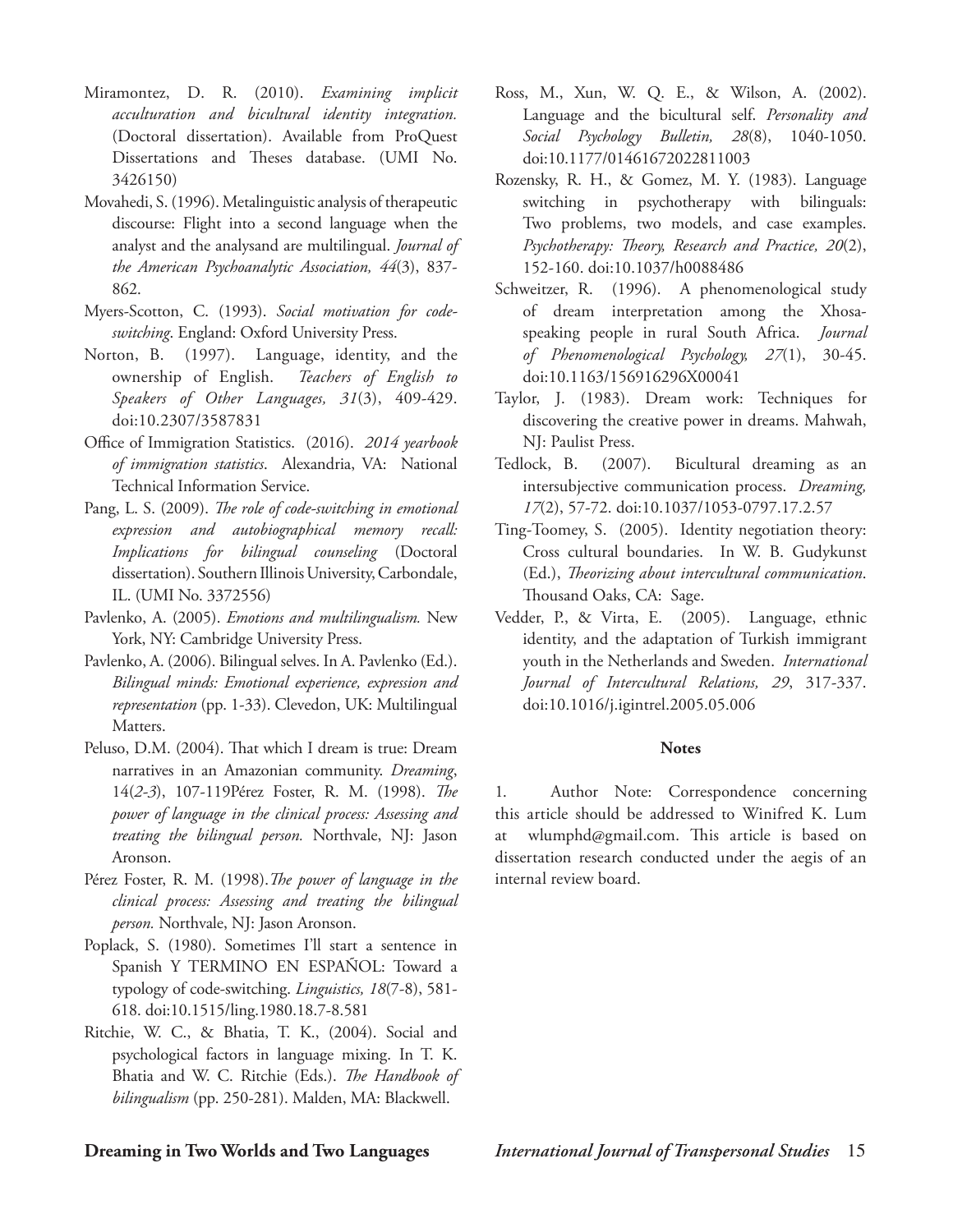Miramontez, D. R. (2010). *Examining implicit acculturation and bicultural identity integration.* (Doctoral dissertation). Available from ProQuest Dissertations and Theses database. (UMI No. 3426150)

Movahedi, S. (1996). Metalinguistic analysis of therapeutic discourse: Flight into a second language when the analyst and the analysand are multilingual. *Journal of the American Psychoanalytic Association, 44*(3), 837-862.

Myers-Scotton, C. (1993). *Social motivation for code-switching*. England: Oxford University Press.

Norton, B. (1997). Language, identity, and the ownership of English. *Teachers of English to Speakers of Other Languages, 31*(3), 409-429. doi:10.2307/3587831

Office of Immigration Statistics. (2016). *2014 yearbook of immigration statistics*. Alexandria, VA: National Technical Information Service.

Pang, L. S. (2009). *The role of code-switching in emotional expression and autobiographical memory recall: Implications for bilingual counseling* (Doctoral dissertation). Southern Illinois University, Carbondale, IL. (UMI No. 3372556)

Pavlenko, A. (2005). *Emotions and multilingualism.* New York, NY: Cambridge University Press.

Pavlenko, A. (2006). Bilingual selves. In A. Pavlenko (Ed.). *Bilingual minds: Emotional experience, expression and representation* (pp. 1-33). Clevedon, UK: Multilingual Matters.

Peluso, D.M. (2004). That which I dream is true: Dream narratives in an Amazonian community. *Dreaming*, 14(*2-3*), 107-119Pérez Foster, R. M. (1998). *The power of language in the clinical process: Assessing and treating the bilingual person.* Northvale, NJ: Jason Aronson.

Pérez Foster, R. M. (1998).*The power of language in the clinical process: Assessing and treating the bilingual person.* Northvale, NJ: Jason Aronson.

Poplack, S. (1980). Sometimes I'll start a sentence in Spanish Y TERMINO EN ESPAÑOL: Toward a typology of code-switching. *Linguistics, 18*(7-8), 581-618. doi:10.1515/ling.1980.18.7-8.581

Ritchie, W. C., & Bhatia, T. K., (2004). Social and psychological factors in language mixing. In T. K. Bhatia and W. C. Ritchie (Eds.). *The Handbook of bilingualism* (pp. 250-281). Malden, MA: Blackwell.

Ross, M., Xun, W. Q. E., & Wilson, A. (2002). Language and the bicultural self. *Personality and Social Psychology Bulletin, 28*(8), 1040-1050. doi:10.1177/01461672022811003

Rozensky, R. H., & Gomez, M. Y. (1983). Language switching in psychotherapy with bilinguals: Two problems, two models, and case examples. *Psychotherapy: Theory, Research and Practice, 20*(2), 152-160. doi:10.1037/h0088486

Schweitzer, R. (1996). A phenomenological study of dream interpretation among the Xhosa-speaking people in rural South Africa. *Journal of Phenomenological Psychology, 27*(1), 30-45. doi:10.1163/156916296X00041

Taylor, J. (1983). Dream work: Techniques for discovering the creative power in dreams. Mahwah, NJ: Paulist Press.

Tedlock, B. (2007). Bicultural dreaming as an intersubjective communication process. *Dreaming, 17*(2), 57-72. doi:10.1037/1053-0797.17.2.57

Ting-Toomey, S. (2005). Identity negotiation theory: Cross cultural boundaries. In W. B. Gudykunst (Ed.), *Theorizing about intercultural communication*. Thousand Oaks, CA: Sage.

Vedder, P., & Virta, E. (2005). Language, ethnic identity, and the adaptation of Turkish immigrant youth in the Netherlands and Sweden. *International Journal of Intercultural Relations, 29*, 317-337. doi:10.1016/j.igintrel.2005.05.006

**Notes**

1. Author Note: Correspondence concerning this article should be addressed to Winifred K. Lum at wlumphd@gmail.com. This article is based on dissertation research conducted under the aegis of an internal review board.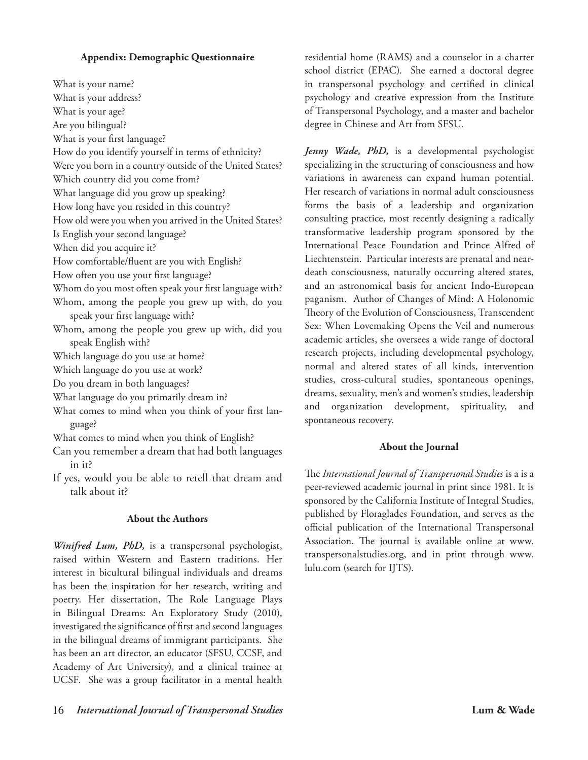### Appendix: Demographic Questionnaire

What is your name?
What is your address?
What is your age?
Are you bilingual?
What is your first language?
How do you identify yourself in terms of ethnicity?
Were you born in a country outside of the United States?
Which country did you come from?
What language did you grow up speaking?
How long have you resided in this country?
How old were you when you arrived in the United States?
Is English your second language?
When did you acquire it?
How comfortable/fluent are you with English?
How often you use your first language?
Whom do you most often speak your first language with?
Whom, among the people you grew up with, do you speak your first language with?
Whom, among the people you grew up with, did you speak English with?
Which language do you use at home?
Which language do you use at work?
Do you dream in both languages?
What language do you primarily dream in?
What comes to mind when you think of your first language?
What comes to mind when you think of English?
Can you remember a dream that had both languages in it?
If yes, would you be able to retell that dream and talk about it?

### About the Authors

***Winifred Lum, PhD,*** is a transpersonal psychologist, raised within Western and Eastern traditions. Her interest in bicultural bilingual individuals and dreams has been the inspiration for her research, writing and poetry. Her dissertation, The Role Language Plays in Bilingual Dreams: An Exploratory Study (2010), investigated the significance of first and second languages in the bilingual dreams of immigrant participants. She has been an art director, an educator (SFSU, CCSF, and Academy of Art University), and a clinical trainee at UCSF. She was a group facilitator in a mental health residential home (RAMS) and a counselor in a charter school district (EPAC). She earned a doctoral degree in transpersonal psychology and certified in clinical psychology and creative expression from the Institute of Transpersonal Psychology, and a master and bachelor degree in Chinese and Art from SFSU.

***Jenny Wade, PhD,*** is a developmental psychologist specializing in the structuring of consciousness and how variations in awareness can expand human potential. Her research of variations in normal adult consciousness forms the basis of a leadership and organization consulting practice, most recently designing a radically transformative leadership program sponsored by the International Peace Foundation and Prince Alfred of Liechtenstein. Particular interests are prenatal and near-death consciousness, naturally occurring altered states, and an astronomical basis for ancient Indo-European paganism. Author of Changes of Mind: A Holonomic Theory of the Evolution of Consciousness, Transcendent Sex: When Lovemaking Opens the Veil and numerous academic articles, she oversees a wide range of doctoral research projects, including developmental psychology, normal and altered states of all kinds, intervention studies, cross-cultural studies, spontaneous openings, dreams, sexuality, men's and women's studies, leadership and organization development, spirituality, and spontaneous recovery.

### About the Journal

The *International Journal of Transpersonal Studies* is a is a peer-reviewed academic journal in print since 1981. It is sponsored by the California Institute of Integral Studies, published by Floraglades Foundation, and serves as the official publication of the International Transpersonal Association. The journal is available online at www.transpersonalstudies.org, and in print through www.lulu.com (search for IJTS).